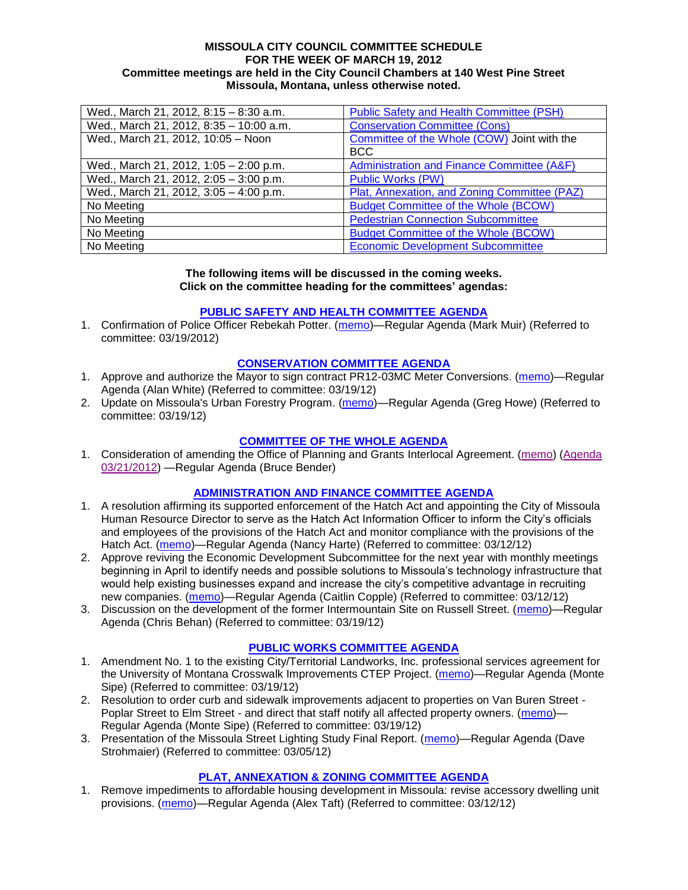**MISSOULA CITY COUNCIL COMMITTEE SCHEDULE**
**FOR THE WEEK OF MARCH 19, 2012**
**Committee meetings are held in the City Council Chambers at 140 West Pine Street**
**Missoula, Montana, unless otherwise noted.**

| | |
|---|---|
| Wed., March 21, 2012, 8:15 – 8:30 a.m. | Public Safety and Health Committee (PSH) |
| Wed., March 21, 2012, 8:35 – 10:00 a.m. | Conservation Committee (Cons) |
| Wed., March 21, 2012, 10:05 – Noon | Committee of the Whole (COW) Joint with the BCC |
| Wed., March 21, 2012, 1:05 – 2:00 p.m. | Administration and Finance Committee (A&F) |
| Wed., March 21, 2012, 2:05 – 3:00 p.m. | Public Works (PW) |
| Wed., March 21, 2012, 3:05 – 4:00 p.m. | Plat, Annexation, and Zoning Committee (PAZ) |
| No Meeting | Budget Committee of the Whole (BCOW) |
| No Meeting | Pedestrian Connection Subcommittee |
| No Meeting | Budget Committee of the Whole (BCOW) |
| No Meeting | Economic Development Subcommittee |

**The following items will be discussed in the coming weeks.**
**Click on the committee heading for the committees' agendas:**

### PUBLIC SAFETY AND HEALTH COMMITTEE AGENDA

1. Confirmation of Police Officer Rebekah Potter. (memo)—Regular Agenda (Mark Muir) (Referred to committee: 03/19/2012)

### CONSERVATION COMMITTEE AGENDA

1. Approve and authorize the Mayor to sign contract PR12-03MC Meter Conversions. (memo)—Regular Agenda (Alan White) (Referred to committee: 03/19/12)
2. Update on Missoula's Urban Forestry Program. (memo)—Regular Agenda (Greg Howe) (Referred to committee: 03/19/12)

### COMMITTEE OF THE WHOLE AGENDA

1. Consideration of amending the Office of Planning and Grants Interlocal Agreement. (memo) (Agenda 03/21/2012) —Regular Agenda (Bruce Bender)

### ADMINISTRATION AND FINANCE COMMITTEE AGENDA

1. A resolution affirming its supported enforcement of the Hatch Act and appointing the City of Missoula Human Resource Director to serve as the Hatch Act Information Officer to inform the City's officials and employees of the provisions of the Hatch Act and monitor compliance with the provisions of the Hatch Act. (memo)—Regular Agenda (Nancy Harte) (Referred to committee: 03/12/12)
2. Approve reviving the Economic Development Subcommittee for the next year with monthly meetings beginning in April to identify needs and possible solutions to Missoula's technology infrastructure that would help existing businesses expand and increase the city's competitive advantage in recruiting new companies. (memo)—Regular Agenda (Caitlin Copple) (Referred to committee: 03/12/12)
3. Discussion on the development of the former Intermountain Site on Russell Street. (memo)—Regular Agenda (Chris Behan) (Referred to committee: 03/19/12)

### PUBLIC WORKS COMMITTEE AGENDA

1. Amendment No. 1 to the existing City/Territorial Landworks, Inc. professional services agreement for the University of Montana Crosswalk Improvements CTEP Project. (memo)—Regular Agenda (Monte Sipe) (Referred to committee: 03/19/12)
2. Resolution to order curb and sidewalk improvements adjacent to properties on Van Buren Street - Poplar Street to Elm Street - and direct that staff notify all affected property owners. (memo)—Regular Agenda (Monte Sipe) (Referred to committee: 03/19/12)
3. Presentation of the Missoula Street Lighting Study Final Report. (memo)—Regular Agenda (Dave Strohmaier) (Referred to committee: 03/05/12)

### PLAT, ANNEXATION & ZONING COMMITTEE AGENDA

1. Remove impediments to affordable housing development in Missoula: revise accessory dwelling unit provisions. (memo)—Regular Agenda (Alex Taft) (Referred to committee: 03/12/12)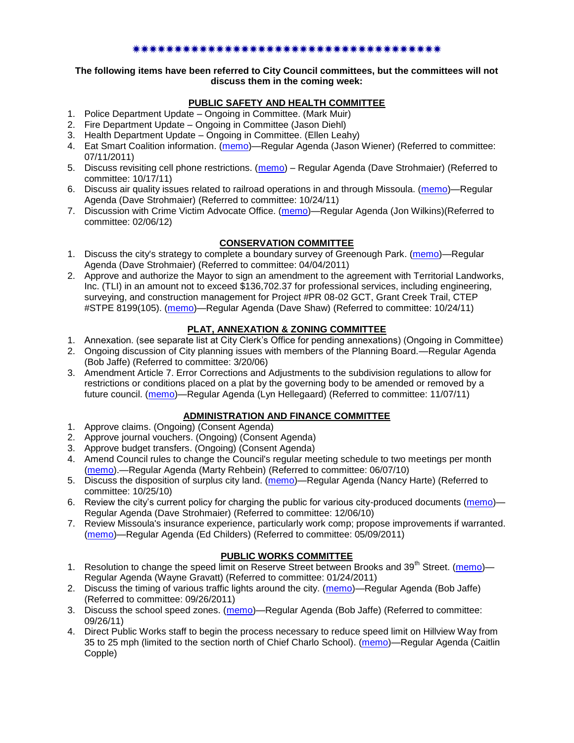✷✷✷✷✷✷✷✷✷✷✷✷✷✷✷✷✷✷✷✷✷✷✷✷✷✷✷✷✷✷✷✷✷✷✷✷✷✷✷✷✷

**The following items have been referred to City Council committees, but the committees will not discuss them in the coming week:**

## PUBLIC SAFETY AND HEALTH COMMITTEE

1. Police Department Update – Ongoing in Committee. (Mark Muir)
2. Fire Department Update – Ongoing in Committee (Jason Diehl)
3. Health Department Update – Ongoing in Committee. (Ellen Leahy)
4. Eat Smart Coalition information. (memo)—Regular Agenda (Jason Wiener) (Referred to committee: 07/11/2011)
5. Discuss revisiting cell phone restrictions. (memo) – Regular Agenda (Dave Strohmaier) (Referred to committee: 10/17/11)
6. Discuss air quality issues related to railroad operations in and through Missoula. (memo)—Regular Agenda (Dave Strohmaier) (Referred to committee: 10/24/11)
7. Discussion with Crime Victim Advocate Office. (memo)—Regular Agenda (Jon Wilkins)(Referred to committee: 02/06/12)

## CONSERVATION COMMITTEE

1. Discuss the city's strategy to complete a boundary survey of Greenough Park. (memo)—Regular Agenda (Dave Strohmaier) (Referred to committee: 04/04/2011)
2. Approve and authorize the Mayor to sign an amendment to the agreement with Territorial Landworks, Inc. (TLI) in an amount not to exceed $136,702.37 for professional services, including engineering, surveying, and construction management for Project #PR 08-02 GCT, Grant Creek Trail, CTEP #STPE 8199(105). (memo)—Regular Agenda (Dave Shaw) (Referred to committee: 10/24/11)

## PLAT, ANNEXATION & ZONING COMMITTEE

1. Annexation. (see separate list at City Clerk's Office for pending annexations) (Ongoing in Committee)
2. Ongoing discussion of City planning issues with members of the Planning Board.—Regular Agenda (Bob Jaffe) (Referred to committee: 3/20/06)
3. Amendment Article 7. Error Corrections and Adjustments to the subdivision regulations to allow for restrictions or conditions placed on a plat by the governing body to be amended or removed by a future council. (memo)—Regular Agenda (Lyn Hellegaard) (Referred to committee: 11/07/11)

## ADMINISTRATION AND FINANCE COMMITTEE

1. Approve claims. (Ongoing) (Consent Agenda)
2. Approve journal vouchers. (Ongoing) (Consent Agenda)
3. Approve budget transfers. (Ongoing) (Consent Agenda)
4. Amend Council rules to change the Council's regular meeting schedule to two meetings per month (memo).—Regular Agenda (Marty Rehbein) (Referred to committee: 06/07/10)
5. Discuss the disposition of surplus city land. (memo)—Regular Agenda (Nancy Harte) (Referred to committee: 10/25/10)
6. Review the city's current policy for charging the public for various city-produced documents (memo)—Regular Agenda (Dave Strohmaier) (Referred to committee: 12/06/10)
7. Review Missoula's insurance experience, particularly work comp; propose improvements if warranted. (memo)—Regular Agenda (Ed Childers) (Referred to committee: 05/09/2011)

## PUBLIC WORKS COMMITTEE

1. Resolution to change the speed limit on Reserve Street between Brooks and 39th Street. (memo)—Regular Agenda (Wayne Gravatt) (Referred to committee: 01/24/2011)
2. Discuss the timing of various traffic lights around the city. (memo)—Regular Agenda (Bob Jaffe) (Referred to committee: 09/26/2011)
3. Discuss the school speed zones. (memo)—Regular Agenda (Bob Jaffe) (Referred to committee: 09/26/11)
4. Direct Public Works staff to begin the process necessary to reduce speed limit on Hillview Way from 35 to 25 mph (limited to the section north of Chief Charlo School). (memo)—Regular Agenda (Caitlin Copple)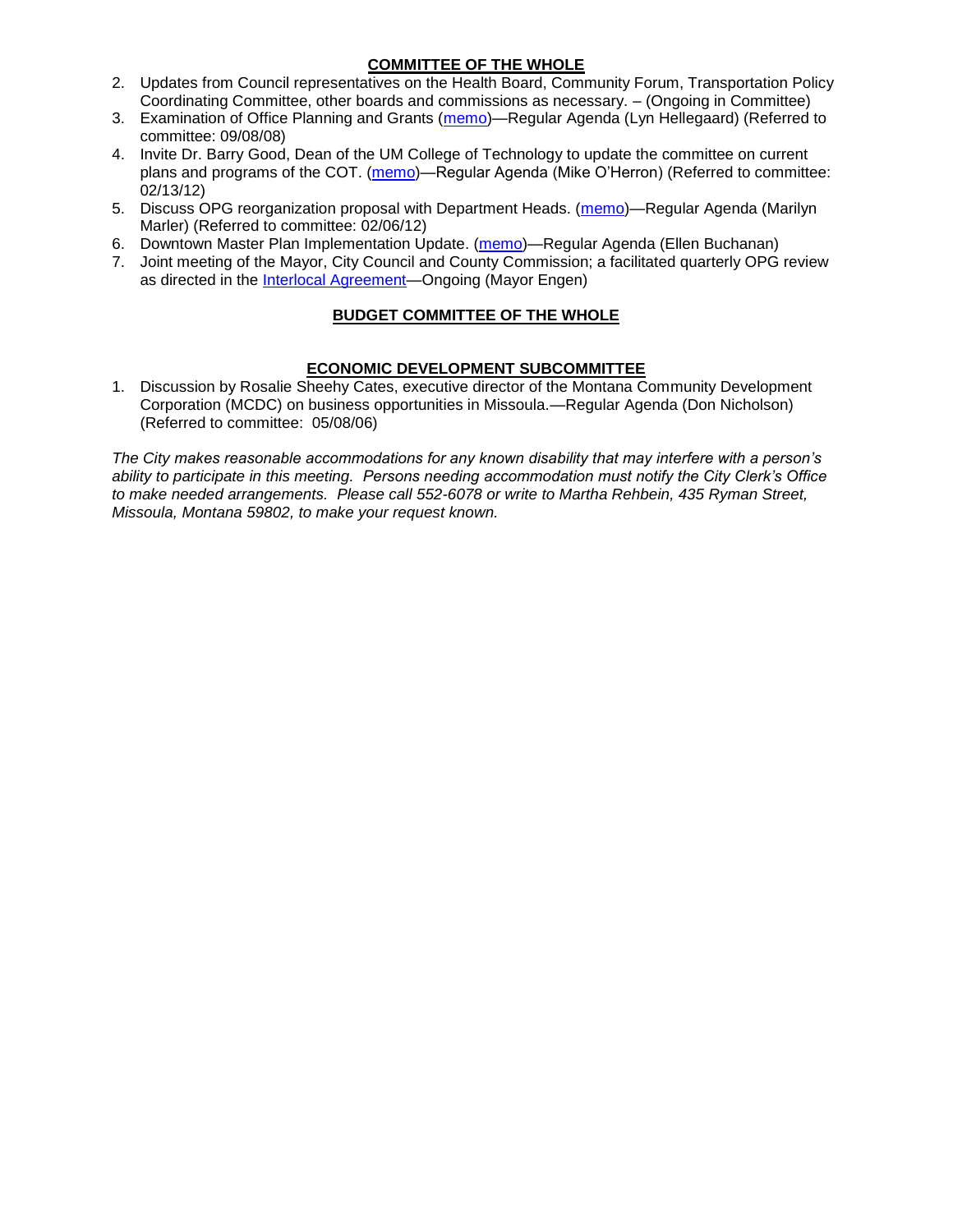**COMMITTEE OF THE WHOLE**

2. Updates from Council representatives on the Health Board, Community Forum, Transportation Policy Coordinating Committee, other boards and commissions as necessary. – (Ongoing in Committee)
3. Examination of Office Planning and Grants (memo)—Regular Agenda (Lyn Hellegaard) (Referred to committee: 09/08/08)
4. Invite Dr. Barry Good, Dean of the UM College of Technology to update the committee on current plans and programs of the COT. (memo)—Regular Agenda (Mike O'Herron) (Referred to committee: 02/13/12)
5. Discuss OPG reorganization proposal with Department Heads. (memo)—Regular Agenda (Marilyn Marler) (Referred to committee: 02/06/12)
6. Downtown Master Plan Implementation Update. (memo)—Regular Agenda (Ellen Buchanan)
7. Joint meeting of the Mayor, City Council and County Commission; a facilitated quarterly OPG review as directed in the Interlocal Agreement—Ongoing (Mayor Engen)

**BUDGET COMMITTEE OF THE WHOLE**

**ECONOMIC DEVELOPMENT SUBCOMMITTEE**

1. Discussion by Rosalie Sheehy Cates, executive director of the Montana Community Development Corporation (MCDC) on business opportunities in Missoula.—Regular Agenda (Don Nicholson) (Referred to committee: 05/08/06)

*The City makes reasonable accommodations for any known disability that may interfere with a person's ability to participate in this meeting. Persons needing accommodation must notify the City Clerk's Office to make needed arrangements. Please call 552-6078 or write to Martha Rehbein, 435 Ryman Street, Missoula, Montana 59802, to make your request known.*